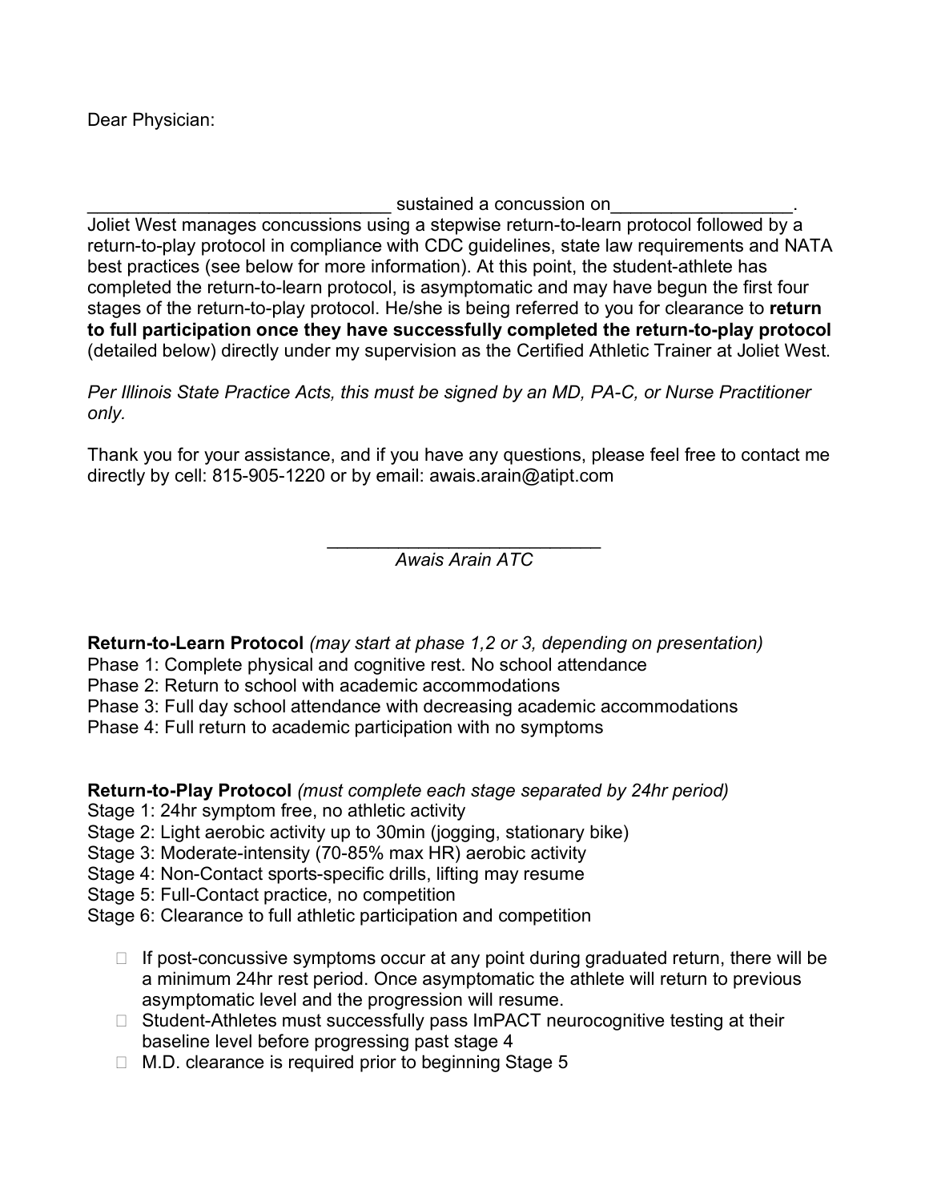Dear Physician:

______________________________ sustained a concussion on_________________.
Joliet West manages concussions using a stepwise return-to-learn protocol followed by a return-to-play protocol in compliance with CDC guidelines, state law requirements and NATA best practices (see below for more information). At this point, the student-athlete has completed the return-to-learn protocol, is asymptomatic and may have begun the first four stages of the return-to-play protocol. He/she is being referred to you for clearance to **return to full participation once they have successfully completed the return-to-play protocol** (detailed below) directly under my supervision as the Certified Athletic Trainer at Joliet West.

*Per Illinois State Practice Acts, this must be signed by an MD, PA-C, or Nurse Practitioner only.*

Thank you for your assistance, and if you have any questions, please feel free to contact me directly by cell: 815-905-1220 or by email: awais.arain@atipt.com

___________________________
*Awais Arain ATC*

**Return-to-Learn Protocol** *(may start at phase 1,2 or 3, depending on presentation)*
Phase 1: Complete physical and cognitive rest. No school attendance
Phase 2: Return to school with academic accommodations
Phase 3: Full day school attendance with decreasing academic accommodations
Phase 4: Full return to academic participation with no symptoms

**Return-to-Play Protocol** *(must complete each stage separated by 24hr period)*
Stage 1: 24hr symptom free, no athletic activity
Stage 2: Light aerobic activity up to 30min (jogging, stationary bike)
Stage 3: Moderate-intensity (70-85% max HR) aerobic activity
Stage 4: Non-Contact sports-specific drills, lifting may resume
Stage 5: Full-Contact practice, no competition
Stage 6: Clearance to full athletic participation and competition

- If post-concussive symptoms occur at any point during graduated return, there will be a minimum 24hr rest period. Once asymptomatic the athlete will return to previous asymptomatic level and the progression will resume.
- Student-Athletes must successfully pass ImPACT neurocognitive testing at their baseline level before progressing past stage 4
- M.D. clearance is required prior to beginning Stage 5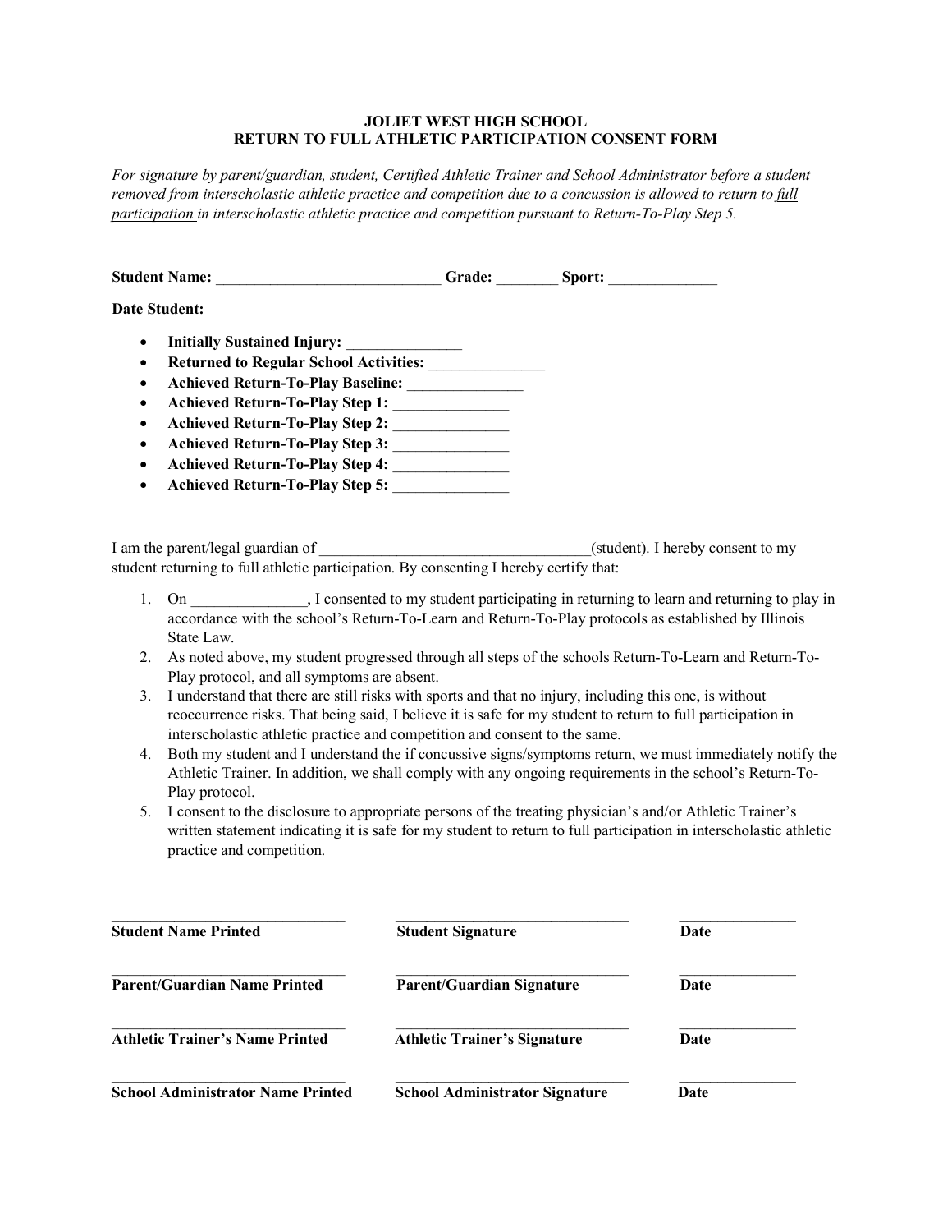**JOLIET WEST HIGH SCHOOL**
**RETURN TO FULL ATHLETIC PARTICIPATION CONSENT FORM**

*For signature by parent/guardian, student, Certified Athletic Trainer and School Administrator before a student removed from interscholastic athletic practice and competition due to a concussion is allowed to return to full participation in interscholastic athletic practice and competition pursuant to Return-To-Play Step 5.*

**Student Name:** ____________________________ **Grade:** ________ **Sport:** ______________

**Date Student:**

- **Initially Sustained Injury:** _______________
- **Returned to Regular School Activities:** _______________
- **Achieved Return-To-Play Baseline:** _______________
- **Achieved Return-To-Play Step 1:** _______________
- **Achieved Return-To-Play Step 2:** _______________
- **Achieved Return-To-Play Step 3:** _______________
- **Achieved Return-To-Play Step 4:** _______________
- **Achieved Return-To-Play Step 5:** _______________

I am the parent/legal guardian of ___________________________________(student). I hereby consent to my student returning to full athletic participation. By consenting I hereby certify that:

1. On _______________, I consented to my student participating in returning to learn and returning to play in accordance with the school's Return-To-Learn and Return-To-Play protocols as established by Illinois State Law.
2. As noted above, my student progressed through all steps of the schools Return-To-Learn and Return-To-Play protocol, and all symptoms are absent.
3. I understand that there are still risks with sports and that no injury, including this one, is without reoccurrence risks. That being said, I believe it is safe for my student to return to full participation in interscholastic athletic practice and competition and consent to the same.
4. Both my student and I understand the if concussive signs/symptoms return, we must immediately notify the Athletic Trainer. In addition, we shall comply with any ongoing requirements in the school's Return-To-Play protocol.
5. I consent to the disclosure to appropriate persons of the treating physician's and/or Athletic Trainer's written statement indicating it is safe for my student to return to full participation in interscholastic athletic practice and competition.

| | | |
|---|---|---|
| ______________________________ | ______________________________ | _______________ |
| **Student Name Printed** | **Student Signature** | **Date** |
| ______________________________ | ______________________________ | _______________ |
| **Parent/Guardian Name Printed** | **Parent/Guardian Signature** | **Date** |
| ______________________________ | ______________________________ | _______________ |
| **Athletic Trainer's Name Printed** | **Athletic Trainer's Signature** | **Date** |
| ______________________________ | ______________________________ | _______________ |
| **School Administrator Name Printed** | **School Administrator Signature** | **Date** |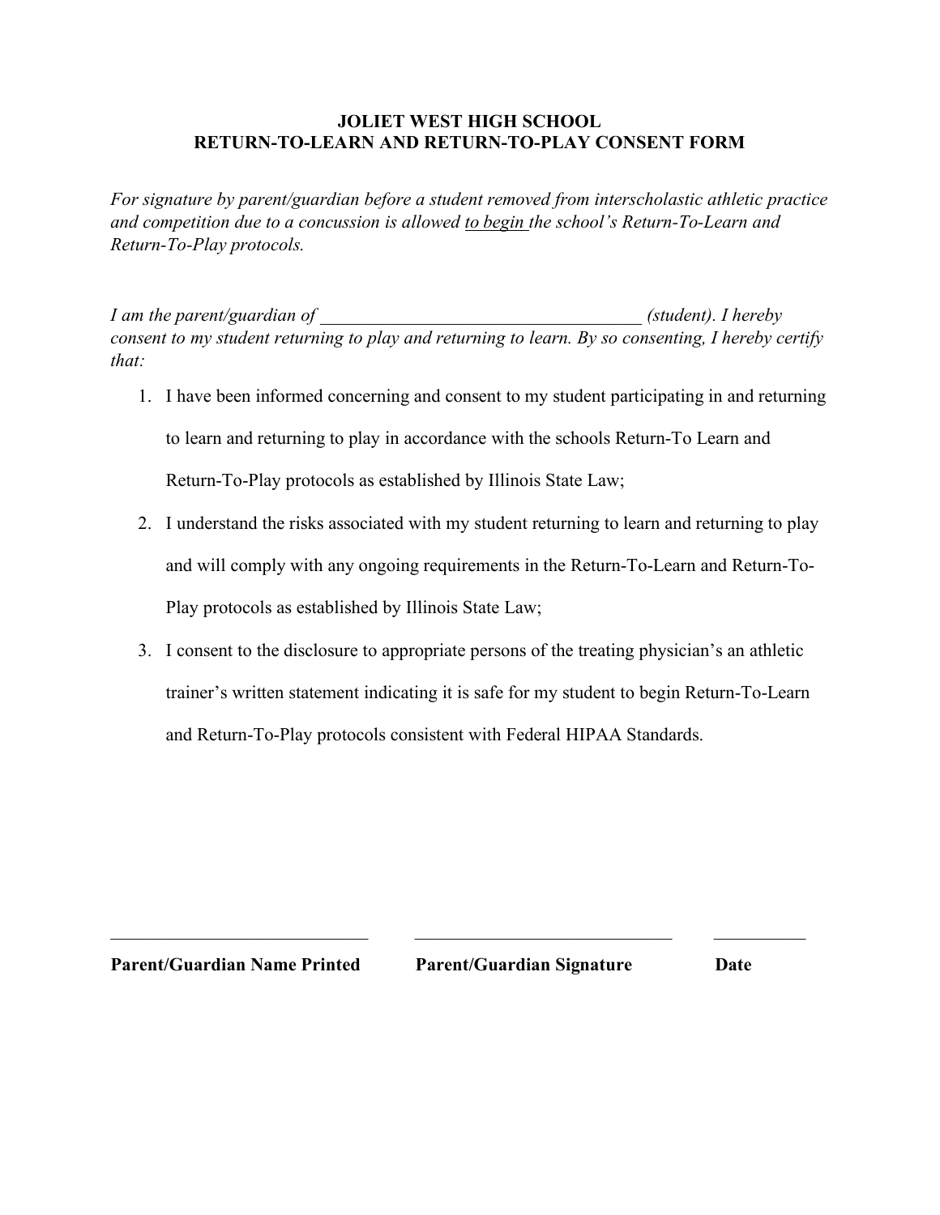**JOLIET WEST HIGH SCHOOL**
**RETURN-TO-LEARN AND RETURN-TO-PLAY CONSENT FORM**

*For signature by parent/guardian before a student removed from interscholastic athletic practice and competition due to a concussion is allowed* <u>*to begin*</u> *the school's Return-To-Learn and Return-To-Play protocols.*

*I am the parent/guardian of ___________________________________ (student). I hereby consent to my student returning to play and returning to learn. By so consenting, I hereby certify that:*

1. I have been informed concerning and consent to my student participating in and returning to learn and returning to play in accordance with the schools Return-To Learn and Return-To-Play protocols as established by Illinois State Law;
2. I understand the risks associated with my student returning to learn and returning to play and will comply with any ongoing requirements in the Return-To-Learn and Return-To-Play protocols as established by Illinois State Law;
3. I consent to the disclosure to appropriate persons of the treating physician's an athletic trainer's written statement indicating it is safe for my student to begin Return-To-Learn and Return-To-Play protocols consistent with Federal HIPAA Standards.

_____________________________ _____________________________ __________

**Parent/Guardian Name Printed** **Parent/Guardian Signature** **Date**